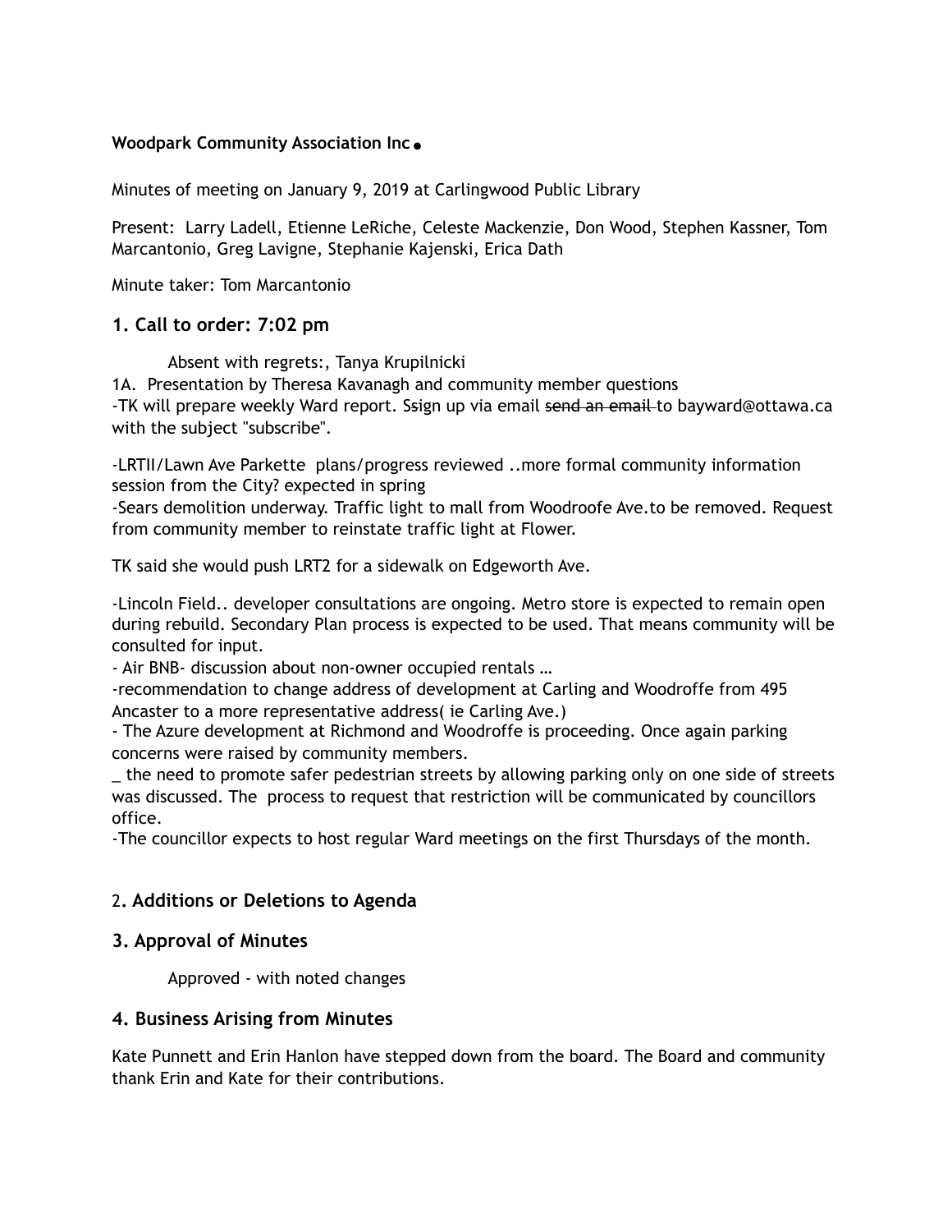**Woodpark Community Association Inc.**

Minutes of meeting on January 9, 2019 at Carlingwood Public Library

Present: Larry Ladell, Etienne LeRiche, Celeste Mackenzie, Don Wood, Stephen Kassner, Tom Marcantonio, Greg Lavigne, Stephanie Kajenski, Erica Dath

Minute taker: Tom Marcantonio

## 1. Call to order: 7:02 pm

Absent with regrets:, Tanya Krupilnicki

1A. Presentation by Theresa Kavanagh and community member questions

-TK will prepare weekly Ward report. Ssign up via email ~~send an email~~ to bayward@ottawa.ca with the subject "subscribe".

-LRTII/Lawn Ave Parkette plans/progress reviewed ..more formal community information session from the City? expected in spring

-Sears demolition underway. Traffic light to mall from Woodroofe Ave.to be removed. Request from community member to reinstate traffic light at Flower.

TK said she would push LRT2 for a sidewalk on Edgeworth Ave.

-Lincoln Field.. developer consultations are ongoing. Metro store is expected to remain open during rebuild. Secondary Plan process is expected to be used. That means community will be consulted for input.

- Air BNB- discussion about non-owner occupied rentals …

-recommendation to change address of development at Carling and Woodroffe from 495 Ancaster to a more representative address( ie Carling Ave.)

- The Azure development at Richmond and Woodroffe is proceeding. Once again parking concerns were raised by community members.

_ the need to promote safer pedestrian streets by allowing parking only on one side of streets was discussed. The process to request that restriction will be communicated by councillors office.

-The councillor expects to host regular Ward meetings on the first Thursdays of the month.

## 2. Additions or Deletions to Agenda

## 3. Approval of Minutes

Approved - with noted changes

## 4. Business Arising from Minutes

Kate Punnett and Erin Hanlon have stepped down from the board. The Board and community thank Erin and Kate for their contributions.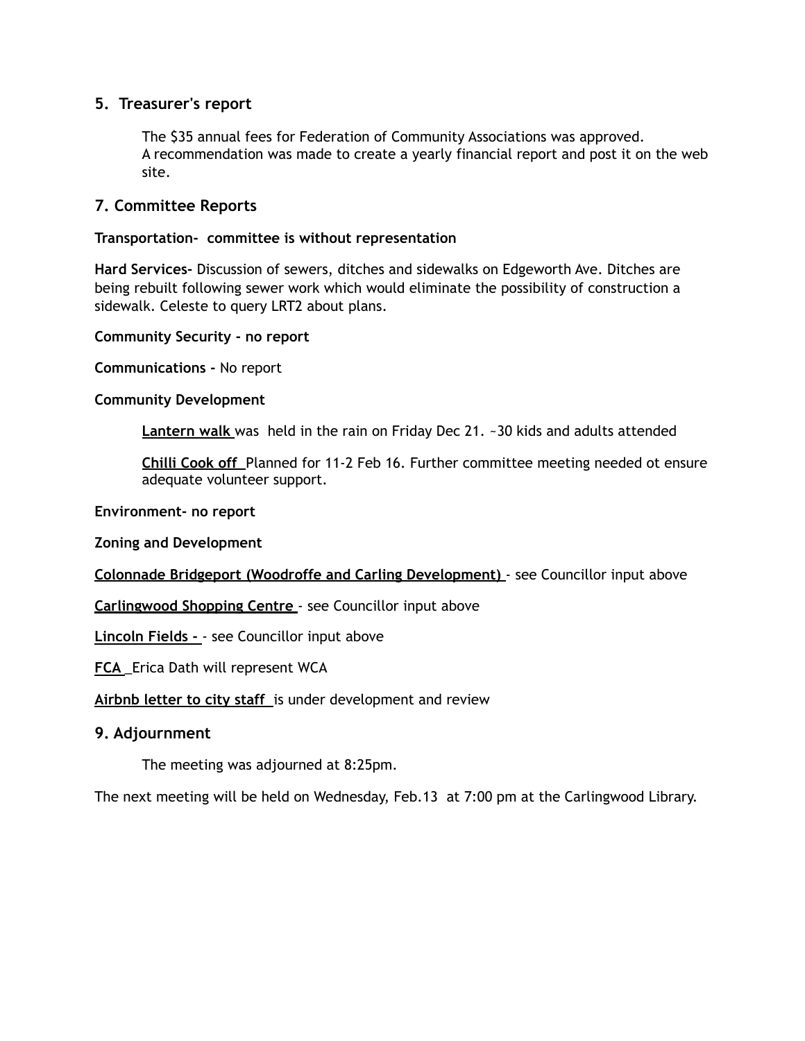## 5. Treasurer's report

The $35 annual fees for Federation of Community Associations was approved.
A recommendation was made to create a yearly financial report and post it on the web site.

## 7. Committee Reports

**Transportation- committee is without representation**

**Hard Services-** Discussion of sewers, ditches and sidewalks on Edgeworth Ave. Ditches are being rebuilt following sewer work which would eliminate the possibility of construction a sidewalk. Celeste to query LRT2 about plans.

**Community Security - no report**

**Communications -** No report

**Community Development**

**Lantern walk** was held in the rain on Friday Dec 21. ~30 kids and adults attended

**Chilli Cook off** Planned for 11-2 Feb 16. Further committee meeting needed ot ensure adequate volunteer support.

**Environment- no report**

**Zoning and Development**

**Colonnade Bridgeport (Woodroffe and Carling Development)** - see Councillor input above

**Carlingwood Shopping Centre** - see Councillor input above

**Lincoln Fields -** - see Councillor input above

**FCA** _Erica Dath will represent WCA

**Airbnb letter to city staff** is under development and review

## 9. Adjournment

The meeting was adjourned at 8:25pm.

The next meeting will be held on Wednesday, Feb.13 at 7:00 pm at the Carlingwood Library.